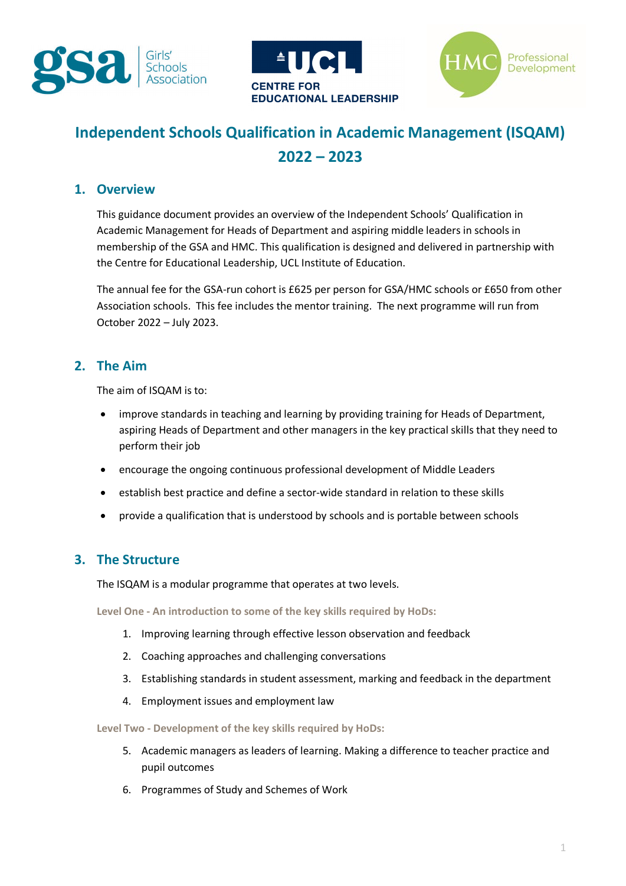# Independent Schools Qualification in Academic Management (ISQAM) 2022 – 2023

## 1. Overview

This guidance document provides an overview of the Independent Schools' Qualification in Academic Management for Heads of Department and aspiring middle leaders in schools in membership of the GSA and HMC. This qualification is designed and delivered in partnership with the Centre for Educational Leadership, UCL Institute of Education.

The annual fee for the GSA-run cohort is £625 per person for GSA/HMC schools or £650 from other Association schools. This fee includes the mentor training. The next programme will run from October 2022 – July 2023.

## 2. The Aim

The aim of ISQAM is to:

- improve standards in teaching and learning by providing training for Heads of Department, aspiring Heads of Department and other managers in the key practical skills that they need to perform their job
- encourage the ongoing continuous professional development of Middle Leaders
- establish best practice and define a sector-wide standard in relation to these skills
- provide a qualification that is understood by schools and is portable between schools

## 3. The Structure

The ISQAM is a modular programme that operates at two levels.

**Level One - An introduction to some of the key skills required by HoDs:**

1. Improving learning through effective lesson observation and feedback
2. Coaching approaches and challenging conversations
3. Establishing standards in student assessment, marking and feedback in the department
4. Employment issues and employment law

**Level Two - Development of the key skills required by HoDs:**

5. Academic managers as leaders of learning. Making a difference to teacher practice and pupil outcomes
6. Programmes of Study and Schemes of Work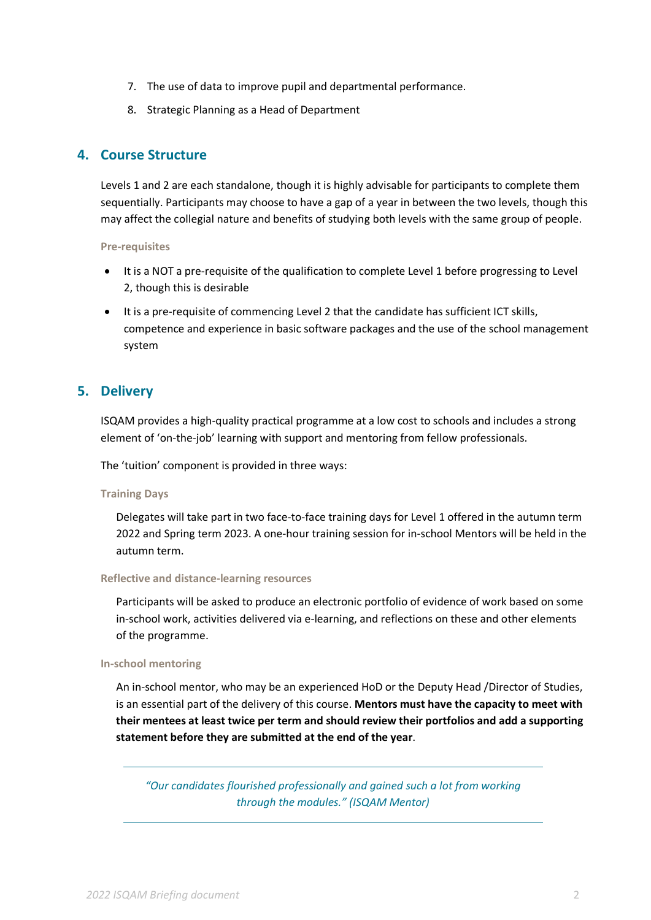7. The use of data to improve pupil and departmental performance.
8. Strategic Planning as a Head of Department

## 4. Course Structure

Levels 1 and 2 are each standalone, though it is highly advisable for participants to complete them sequentially. Participants may choose to have a gap of a year in between the two levels, though this may affect the collegial nature and benefits of studying both levels with the same group of people.

### Pre-requisites

- It is a NOT a pre-requisite of the qualification to complete Level 1 before progressing to Level 2, though this is desirable
- It is a pre-requisite of commencing Level 2 that the candidate has sufficient ICT skills, competence and experience in basic software packages and the use of the school management system

## 5. Delivery

ISQAM provides a high-quality practical programme at a low cost to schools and includes a strong element of 'on-the-job' learning with support and mentoring from fellow professionals.

The 'tuition' component is provided in three ways:

### Training Days

Delegates will take part in two face-to-face training days for Level 1 offered in the autumn term 2022 and Spring term 2023. A one-hour training session for in-school Mentors will be held in the autumn term.

### Reflective and distance-learning resources

Participants will be asked to produce an electronic portfolio of evidence of work based on some in-school work, activities delivered via e-learning, and reflections on these and other elements of the programme.

### In-school mentoring

An in-school mentor, who may be an experienced HoD or the Deputy Head /Director of Studies, is an essential part of the delivery of this course. **Mentors must have the capacity to meet with their mentees at least twice per term and should review their portfolios and add a supporting statement before they are submitted at the end of the year**.

---

*"Our candidates flourished professionally and gained such a lot from working through the modules." (ISQAM Mentor)*

---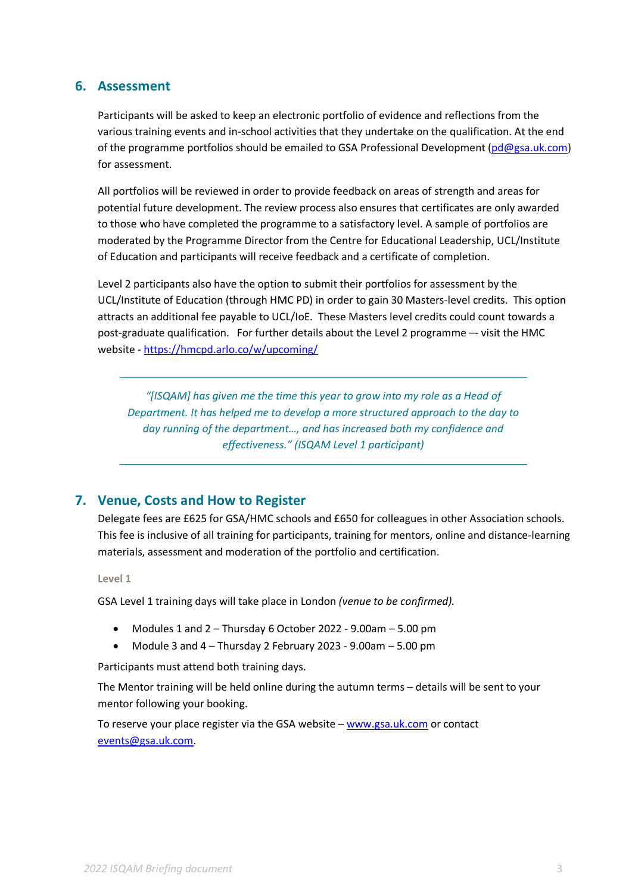## 6. Assessment

Participants will be asked to keep an electronic portfolio of evidence and reflections from the various training events and in-school activities that they undertake on the qualification. At the end of the programme portfolios should be emailed to GSA Professional Development (pd@gsa.uk.com) for assessment.

All portfolios will be reviewed in order to provide feedback on areas of strength and areas for potential future development. The review process also ensures that certificates are only awarded to those who have completed the programme to a satisfactory level. A sample of portfolios are moderated by the Programme Director from the Centre for Educational Leadership, UCL/Institute of Education and participants will receive feedback and a certificate of completion.

Level 2 participants also have the option to submit their portfolios for assessment by the UCL/Institute of Education (through HMC PD) in order to gain 30 Masters-level credits. This option attracts an additional fee payable to UCL/IoE. These Masters level credits could count towards a post-graduate qualification. For further details about the Level 2 programme –- visit the HMC website - https://hmcpd.arlo.co/w/upcoming/

---

*"[ISQAM] has given me the time this year to grow into my role as a Head of Department. It has helped me to develop a more structured approach to the day to day running of the department…, and has increased both my confidence and effectiveness." (ISQAM Level 1 participant)*

---

## 7. Venue, Costs and How to Register

Delegate fees are £625 for GSA/HMC schools and £650 for colleagues in other Association schools. This fee is inclusive of all training for participants, training for mentors, online and distance-learning materials, assessment and moderation of the portfolio and certification.

**Level 1**

GSA Level 1 training days will take place in London *(venue to be confirmed).*

- Modules 1 and 2 – Thursday 6 October 2022 - 9.00am – 5.00 pm
- Module 3 and 4 – Thursday 2 February 2023 - 9.00am – 5.00 pm

Participants must attend both training days.

The Mentor training will be held online during the autumn terms – details will be sent to your mentor following your booking.

To reserve your place register via the GSA website – www.gsa.uk.com or contact events@gsa.uk.com.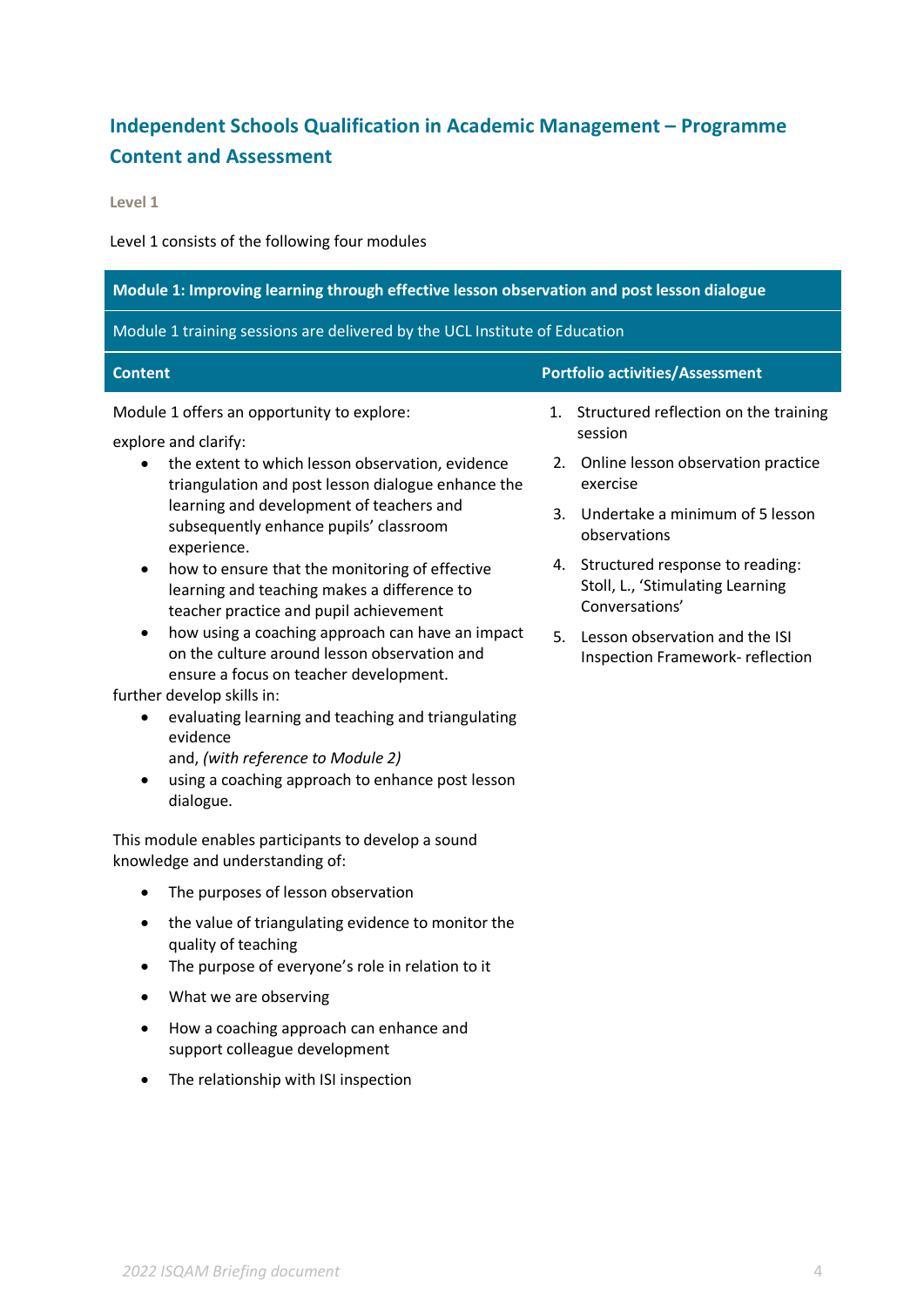## Independent Schools Qualification in Academic Management – Programme Content and Assessment

### Level 1

Level 1 consists of the following four modules

| Module 1: Improving learning through effective lesson observation and post lesson dialogue | |
|---|---|
| Module 1 training sessions are delivered by the UCL Institute of Education | |
| **Content** | **Portfolio activities/Assessment** |
| Module 1 offers an opportunity to explore:<br><br>explore and clarify:<br>• the extent to which lesson observation, evidence triangulation and post lesson dialogue enhance the learning and development of teachers and subsequently enhance pupils' classroom experience.<br>• how to ensure that the monitoring of effective learning and teaching makes a difference to teacher practice and pupil achievement<br>• how using a coaching approach can have an impact on the culture around lesson observation and ensure a focus on teacher development.<br><br>further develop skills in:<br>• evaluating learning and teaching and triangulating evidence and, *(with reference to Module 2)*<br>• using a coaching approach to enhance post lesson dialogue.<br><br>This module enables participants to develop a sound knowledge and understanding of:<br>• The purposes of lesson observation<br>• the value of triangulating evidence to monitor the quality of teaching<br>• The purpose of everyone's role in relation to it<br>• What we are observing<br>• How a coaching approach can enhance and support colleague development<br>• The relationship with ISI inspection | 1. Structured reflection on the training session<br>2. Online lesson observation practice exercise<br>3. Undertake a minimum of 5 lesson observations<br>4. Structured response to reading: Stoll, L., 'Stimulating Learning Conversations'<br>5. Lesson observation and the ISI Inspection Framework- reflection |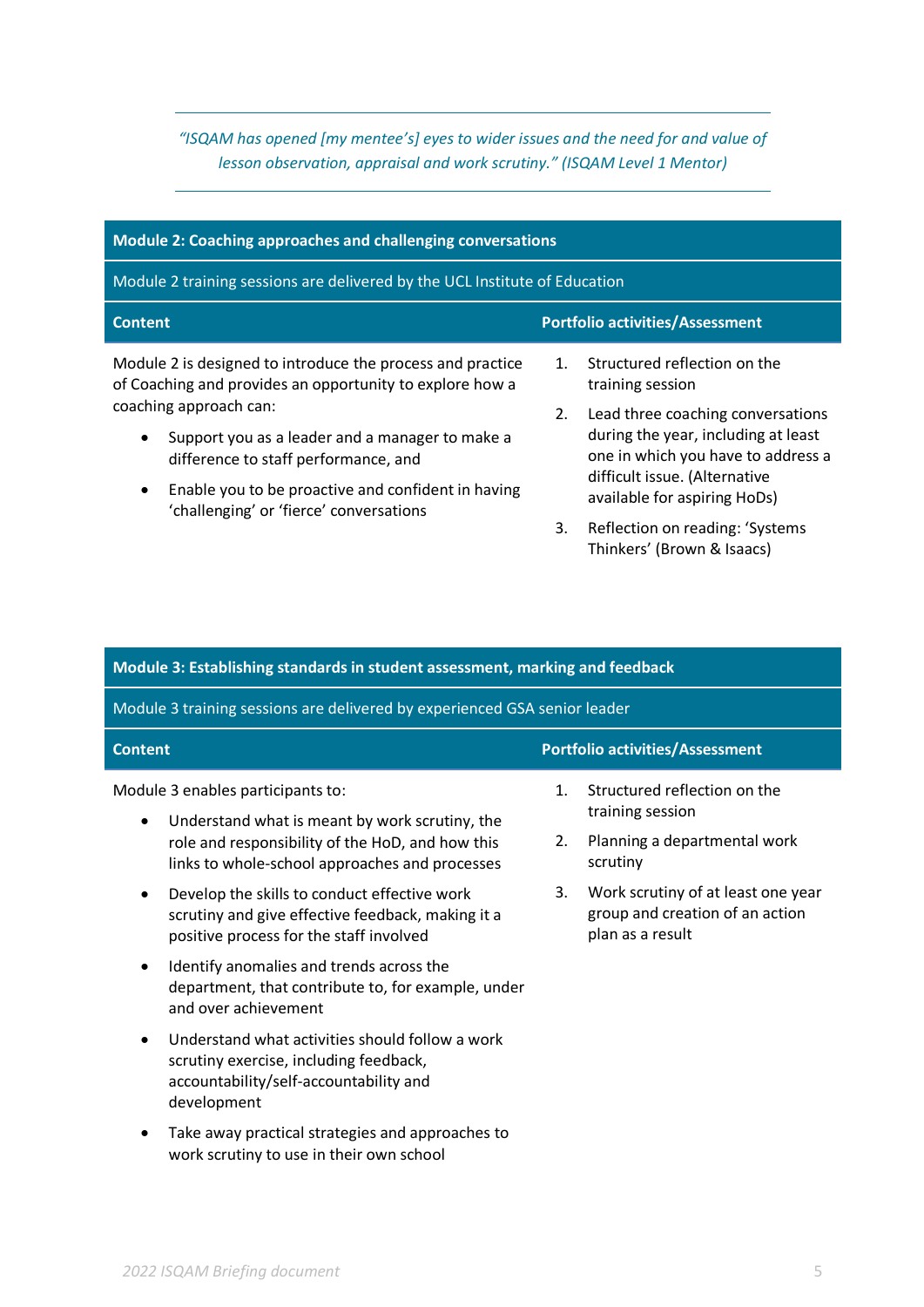*"ISQAM has opened [my mentee's] eyes to wider issues and the need for and value of lesson observation, appraisal and work scrutiny." (ISQAM Level 1 Mentor)*

## Module 2: Coaching approaches and challenging conversations

Module 2 training sessions are delivered by the UCL Institute of Education

| Content | Portfolio activities/Assessment |
|---|---|
| Module 2 is designed to introduce the process and practice of Coaching and provides an opportunity to explore how a coaching approach can:<br>• Support you as a leader and a manager to make a difference to staff performance, and<br>• Enable you to be proactive and confident in having 'challenging' or 'fierce' conversations | 1. Structured reflection on the training session<br>2. Lead three coaching conversations during the year, including at least one in which you have to address a difficult issue. (Alternative available for aspiring HoDs)<br>3. Reflection on reading: 'Systems Thinkers' (Brown & Isaacs) |

## Module 3: Establishing standards in student assessment, marking and feedback

Module 3 training sessions are delivered by experienced GSA senior leader

| Content | Portfolio activities/Assessment |
|---|---|
| Module 3 enables participants to:<br>• Understand what is meant by work scrutiny, the role and responsibility of the HoD, and how this links to whole-school approaches and processes<br>• Develop the skills to conduct effective work scrutiny and give effective feedback, making it a positive process for the staff involved<br>• Identify anomalies and trends across the department, that contribute to, for example, under and over achievement<br>• Understand what activities should follow a work scrutiny exercise, including feedback, accountability/self-accountability and development<br>• Take away practical strategies and approaches to work scrutiny to use in their own school | 1. Structured reflection on the training session<br>2. Planning a departmental work scrutiny<br>3. Work scrutiny of at least one year group and creation of an action plan as a result |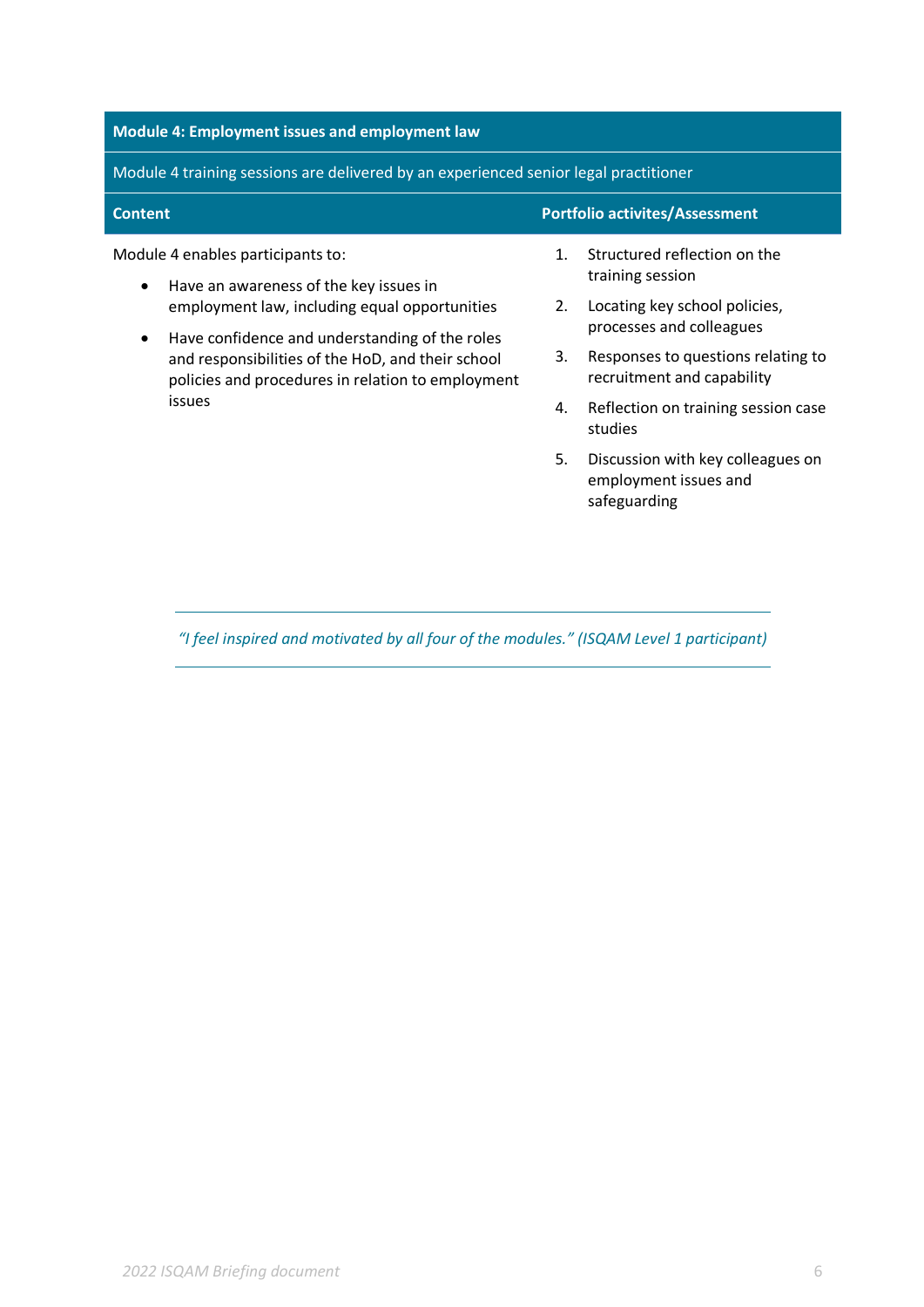| **Module 4: Employment issues and employment law** | |
|---|---|
| Module 4 training sessions are delivered by an experienced senior legal practitioner | |
| **Content** | **Portfolio activites/Assessment** |
| Module 4 enables participants to:<br>• Have an awareness of the key issues in employment law, including equal opportunities<br>• Have confidence and understanding of the roles and responsibilities of the HoD, and their school policies and procedures in relation to employment issues | 1. Structured reflection on the training session<br>2. Locating key school policies, processes and colleagues<br>3. Responses to questions relating to recruitment and capability<br>4. Reflection on training session case studies<br>5. Discussion with key colleagues on employment issues and safeguarding |

*"I feel inspired and motivated by all four of the modules." (ISQAM Level 1 participant)*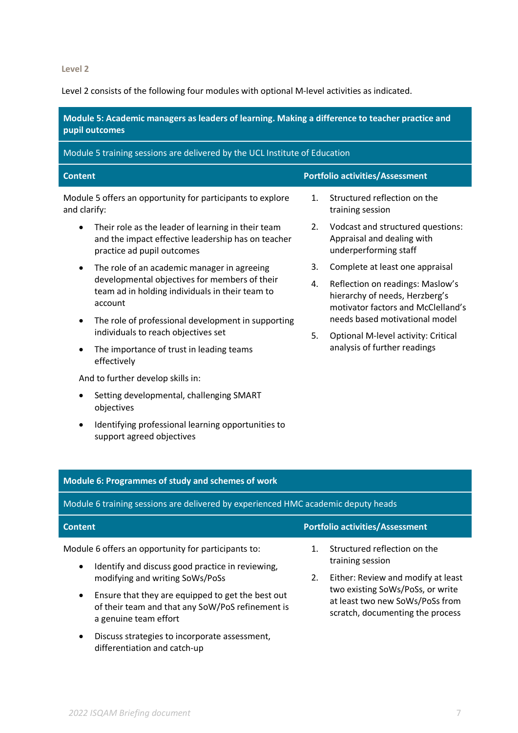### Level 2

Level 2 consists of the following four modules with optional M-level activities as indicated.

<table>
<tr><th colspan="2">Module 5: Academic managers as leaders of learning. Making a difference to teacher practice and pupil outcomes</th></tr>
<tr><td colspan="2">Module 5 training sessions are delivered by the UCL Institute of Education</td></tr>
<tr><th>Content</th><th>Portfolio activities/Assessment</th></tr>
<tr><td>Module 5 offers an opportunity for participants to explore and clarify:<ul><li>Their role as the leader of learning in their team and the impact effective leadership has on teacher practice ad pupil outcomes</li><li>The role of an academic manager in agreeing developmental objectives for members of their team ad in holding individuals in their team to account</li><li>The role of professional development in supporting individuals to reach objectives set</li><li>The importance of trust in leading teams effectively</li></ul>And to further develop skills in:<ul><li>Setting developmental, challenging SMART objectives</li><li>Identifying professional learning opportunities to support agreed objectives</li></ul></td><td><ol><li>Structured reflection on the training session</li><li>Vodcast and structured questions: Appraisal and dealing with underperforming staff</li><li>Complete at least one appraisal</li><li>Reflection on readings: Maslow's hierarchy of needs, Herzberg's motivator factors and McClelland's needs based motivational model</li><li>Optional M-level activity: Critical analysis of further readings</li></ol></td></tr>
</table>

<table>
<tr><th colspan="2">Module 6: Programmes of study and schemes of work</th></tr>
<tr><td colspan="2">Module 6 training sessions are delivered by experienced HMC academic deputy heads</td></tr>
<tr><th>Content</th><th>Portfolio activities/Assessment</th></tr>
<tr><td>Module 6 offers an opportunity for participants to:<ul><li>Identify and discuss good practice in reviewing, modifying and writing SoWs/PoSs</li><li>Ensure that they are equipped to get the best out of their team and that any SoW/PoS refinement is a genuine team effort</li><li>Discuss strategies to incorporate assessment, differentiation and catch-up</li></ul></td><td><ol><li>Structured reflection on the training session</li><li>Either: Review and modify at least two existing SoWs/PoSs, or write at least two new SoWs/PoSs from scratch, documenting the process</li></ol></td></tr>
</table>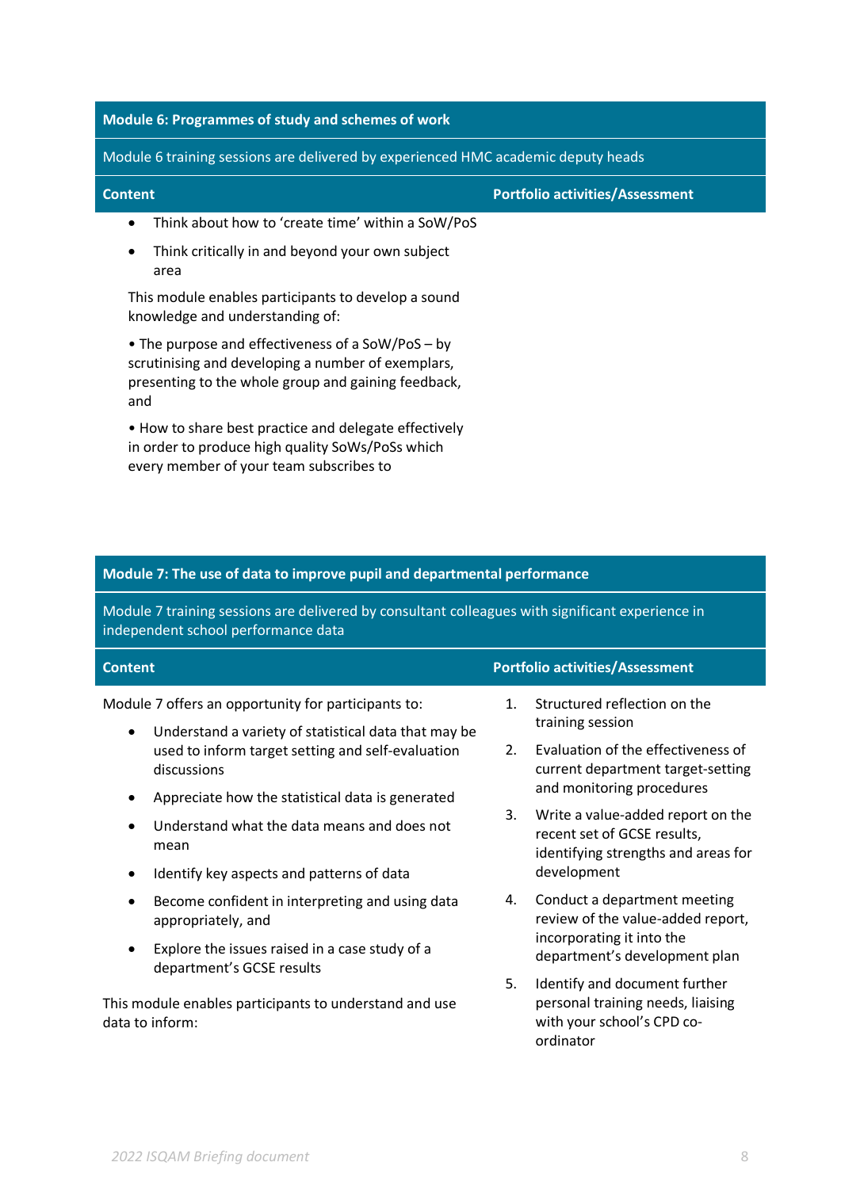## Module 6: Programmes of study and schemes of work

Module 6 training sessions are delivered by experienced HMC academic deputy heads

| Content | Portfolio activities/Assessment |
|---|---|
| • Think about how to 'create time' within a SoW/PoS<br>• Think critically in and beyond your own subject area<br><br>This module enables participants to develop a sound knowledge and understanding of:<br><br>• The purpose and effectiveness of a SoW/PoS – by scrutinising and developing a number of exemplars, presenting to the whole group and gaining feedback, and<br><br>• How to share best practice and delegate effectively in order to produce high quality SoWs/PoSs which every member of your team subscribes to | |

## Module 7: The use of data to improve pupil and departmental performance

Module 7 training sessions are delivered by consultant colleagues with significant experience in independent school performance data

| Content | Portfolio activities/Assessment |
|---|---|
| Module 7 offers an opportunity for participants to:<br><br>• Understand a variety of statistical data that may be used to inform target setting and self-evaluation discussions<br>• Appreciate how the statistical data is generated<br>• Understand what the data means and does not mean<br>• Identify key aspects and patterns of data<br>• Become confident in interpreting and using data appropriately, and<br>• Explore the issues raised in a case study of a department's GCSE results<br><br>This module enables participants to understand and use data to inform: | 1. Structured reflection on the training session<br>2. Evaluation of the effectiveness of current department target-setting and monitoring procedures<br>3. Write a value-added report on the recent set of GCSE results, identifying strengths and areas for development<br>4. Conduct a department meeting review of the value-added report, incorporating it into the department's development plan<br>5. Identify and document further personal training needs, liaising with your school's CPD co-ordinator |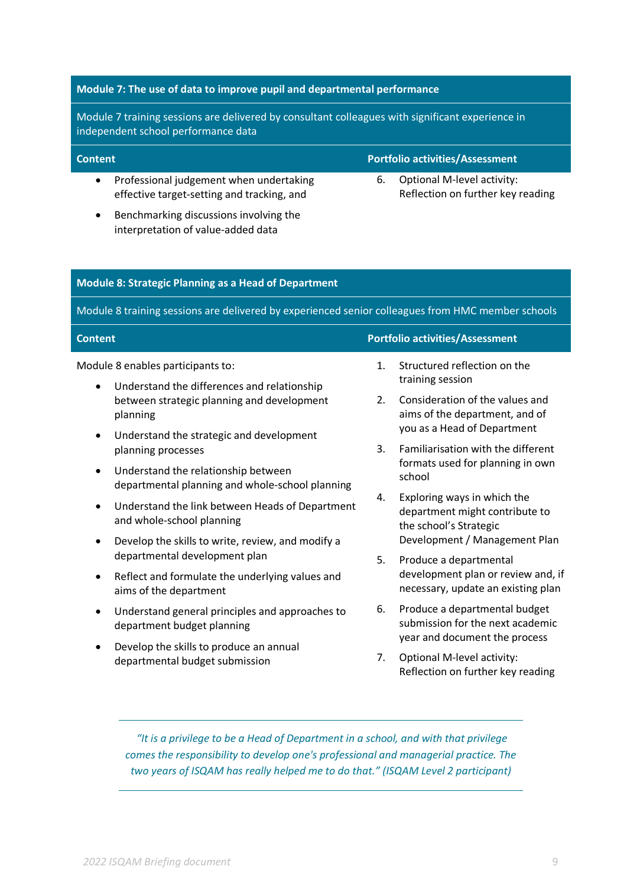## Module 7: The use of data to improve pupil and departmental performance

Module 7 training sessions are delivered by consultant colleagues with significant experience in independent school performance data

| Content | Portfolio activities/Assessment |
|---|---|
| • Professional judgement when undertaking effective target-setting and tracking, and<br>• Benchmarking discussions involving the interpretation of value-added data | 6. Optional M-level activity: Reflection on further key reading |

## Module 8: Strategic Planning as a Head of Department

Module 8 training sessions are delivered by experienced senior colleagues from HMC member schools

| Content | Portfolio activities/Assessment |
|---|---|
| Module 8 enables participants to:<br>• Understand the differences and relationship between strategic planning and development planning<br>• Understand the strategic and development planning processes<br>• Understand the relationship between departmental planning and whole-school planning<br>• Understand the link between Heads of Department and whole-school planning<br>• Develop the skills to write, review, and modify a departmental development plan<br>• Reflect and formulate the underlying values and aims of the department<br>• Understand general principles and approaches to department budget planning<br>• Develop the skills to produce an annual departmental budget submission | 1. Structured reflection on the training session<br>2. Consideration of the values and aims of the department, and of you as a Head of Department<br>3. Familiarisation with the different formats used for planning in own school<br>4. Exploring ways in which the department might contribute to the school's Strategic Development / Management Plan<br>5. Produce a departmental development plan or review and, if necessary, update an existing plan<br>6. Produce a departmental budget submission for the next academic year and document the process<br>7. Optional M-level activity: Reflection on further key reading |

---

*"It is a privilege to be a Head of Department in a school, and with that privilege comes the responsibility to develop one's professional and managerial practice. The two years of ISQAM has really helped me to do that." (ISQAM Level 2 participant)*

---